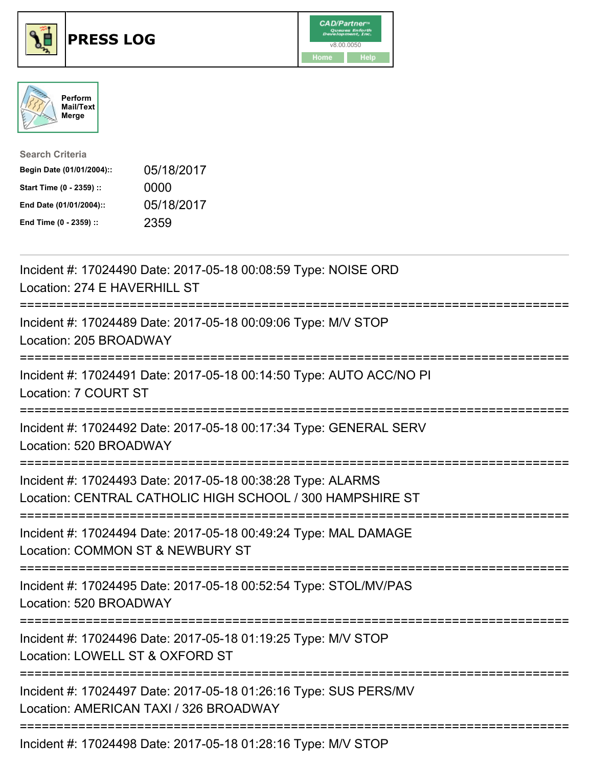# PRESS LOG

Perform Mail/Text Merge

Search Criteria

| | |
|---|---|
| **Begin Date (01/01/2004)::** | 05/18/2017 |
| **Start Time (0 - 2359) ::** | 0000 |
| **End Date (01/01/2004)::** | 05/18/2017 |
| **End Time (0 - 2359) ::** | 2359 |

---

Incident #: 17024490 Date: 2017-05-18 00:08:59 Type: NOISE ORD
Location: 274 E HAVERHILL ST

===========================================================================

Incident #: 17024489 Date: 2017-05-18 00:09:06 Type: M/V STOP
Location: 205 BROADWAY

===========================================================================

Incident #: 17024491 Date: 2017-05-18 00:14:50 Type: AUTO ACC/NO PI
Location: 7 COURT ST

===========================================================================

Incident #: 17024492 Date: 2017-05-18 00:17:34 Type: GENERAL SERV
Location: 520 BROADWAY

===========================================================================

Incident #: 17024493 Date: 2017-05-18 00:38:28 Type: ALARMS
Location: CENTRAL CATHOLIC HIGH SCHOOL / 300 HAMPSHIRE ST

===========================================================================

Incident #: 17024494 Date: 2017-05-18 00:49:24 Type: MAL DAMAGE
Location: COMMON ST & NEWBURY ST

===========================================================================

Incident #: 17024495 Date: 2017-05-18 00:52:54 Type: STOL/MV/PAS
Location: 520 BROADWAY

===========================================================================

Incident #: 17024496 Date: 2017-05-18 01:19:25 Type: M/V STOP
Location: LOWELL ST & OXFORD ST

===========================================================================

Incident #: 17024497 Date: 2017-05-18 01:26:16 Type: SUS PERS/MV
Location: AMERICAN TAXI / 326 BROADWAY

===========================================================================

Incident #: 17024498 Date: 2017-05-18 01:28:16 Type: M/V STOP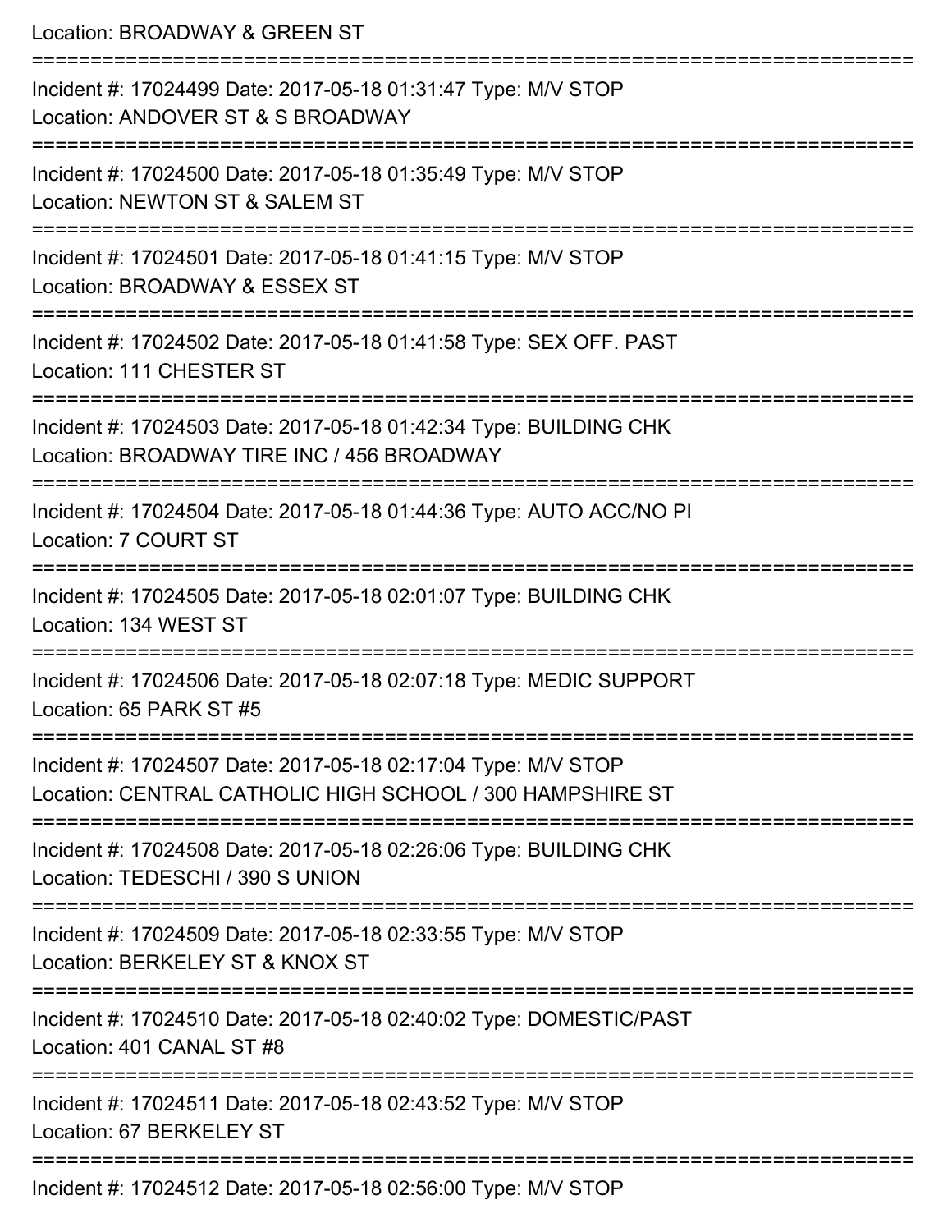Location: BROADWAY & GREEN ST

===========================================================================

Incident #: 17024499 Date: 2017-05-18 01:31:47 Type: M/V STOP
Location: ANDOVER ST & S BROADWAY

===========================================================================

Incident #: 17024500 Date: 2017-05-18 01:35:49 Type: M/V STOP
Location: NEWTON ST & SALEM ST

===========================================================================

Incident #: 17024501 Date: 2017-05-18 01:41:15 Type: M/V STOP
Location: BROADWAY & ESSEX ST

===========================================================================

Incident #: 17024502 Date: 2017-05-18 01:41:58 Type: SEX OFF. PAST
Location: 111 CHESTER ST

===========================================================================

Incident #: 17024503 Date: 2017-05-18 01:42:34 Type: BUILDING CHK
Location: BROADWAY TIRE INC / 456 BROADWAY

===========================================================================

Incident #: 17024504 Date: 2017-05-18 01:44:36 Type: AUTO ACC/NO PI
Location: 7 COURT ST

===========================================================================

Incident #: 17024505 Date: 2017-05-18 02:01:07 Type: BUILDING CHK
Location: 134 WEST ST

===========================================================================

Incident #: 17024506 Date: 2017-05-18 02:07:18 Type: MEDIC SUPPORT
Location: 65 PARK ST #5

===========================================================================

Incident #: 17024507 Date: 2017-05-18 02:17:04 Type: M/V STOP
Location: CENTRAL CATHOLIC HIGH SCHOOL / 300 HAMPSHIRE ST

===========================================================================

Incident #: 17024508 Date: 2017-05-18 02:26:06 Type: BUILDING CHK
Location: TEDESCHI / 390 S UNION

===========================================================================

Incident #: 17024509 Date: 2017-05-18 02:33:55 Type: M/V STOP
Location: BERKELEY ST & KNOX ST

===========================================================================

Incident #: 17024510 Date: 2017-05-18 02:40:02 Type: DOMESTIC/PAST
Location: 401 CANAL ST #8

===========================================================================

Incident #: 17024511 Date: 2017-05-18 02:43:52 Type: M/V STOP
Location: 67 BERKELEY ST

===========================================================================

Incident #: 17024512 Date: 2017-05-18 02:56:00 Type: M/V STOP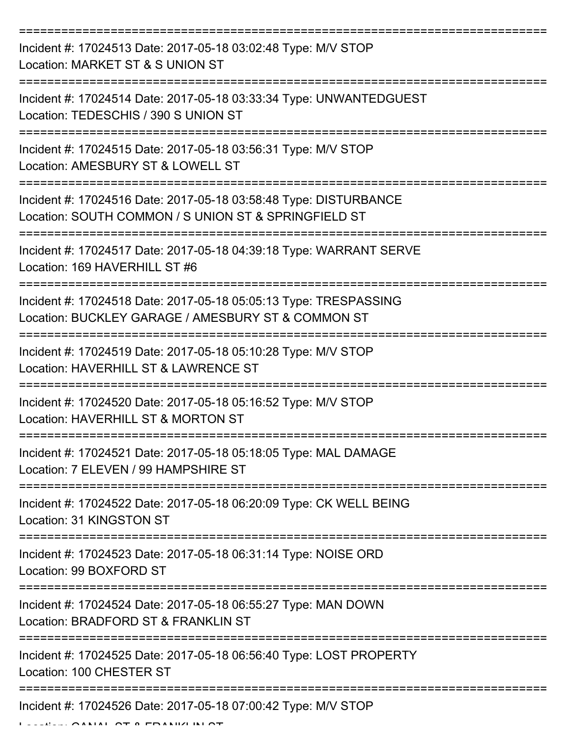Incident #: 17024513 Date: 2017-05-18 03:02:48 Type: M/V STOP
Location: MARKET ST & S UNION ST

Incident #: 17024514 Date: 2017-05-18 03:33:34 Type: UNWANTEDGUEST
Location: TEDESCHIS / 390 S UNION ST

Incident #: 17024515 Date: 2017-05-18 03:56:31 Type: M/V STOP
Location: AMESBURY ST & LOWELL ST

Incident #: 17024516 Date: 2017-05-18 03:58:48 Type: DISTURBANCE
Location: SOUTH COMMON / S UNION ST & SPRINGFIELD ST

Incident #: 17024517 Date: 2017-05-18 04:39:18 Type: WARRANT SERVE
Location: 169 HAVERHILL ST #6

Incident #: 17024518 Date: 2017-05-18 05:05:13 Type: TRESPASSING
Location: BUCKLEY GARAGE / AMESBURY ST & COMMON ST

Incident #: 17024519 Date: 2017-05-18 05:10:28 Type: M/V STOP
Location: HAVERHILL ST & LAWRENCE ST

Incident #: 17024520 Date: 2017-05-18 05:16:52 Type: M/V STOP
Location: HAVERHILL ST & MORTON ST

Incident #: 17024521 Date: 2017-05-18 05:18:05 Type: MAL DAMAGE
Location: 7 ELEVEN / 99 HAMPSHIRE ST

Incident #: 17024522 Date: 2017-05-18 06:20:09 Type: CK WELL BEING
Location: 31 KINGSTON ST

Incident #: 17024523 Date: 2017-05-18 06:31:14 Type: NOISE ORD
Location: 99 BOXFORD ST

Incident #: 17024524 Date: 2017-05-18 06:55:27 Type: MAN DOWN
Location: BRADFORD ST & FRANKLIN ST

Incident #: 17024525 Date: 2017-05-18 06:56:40 Type: LOST PROPERTY
Location: 100 CHESTER ST

Incident #: 17024526 Date: 2017-05-18 07:00:42 Type: M/V STOP
Location: CANAL ST & FRANKLIN ST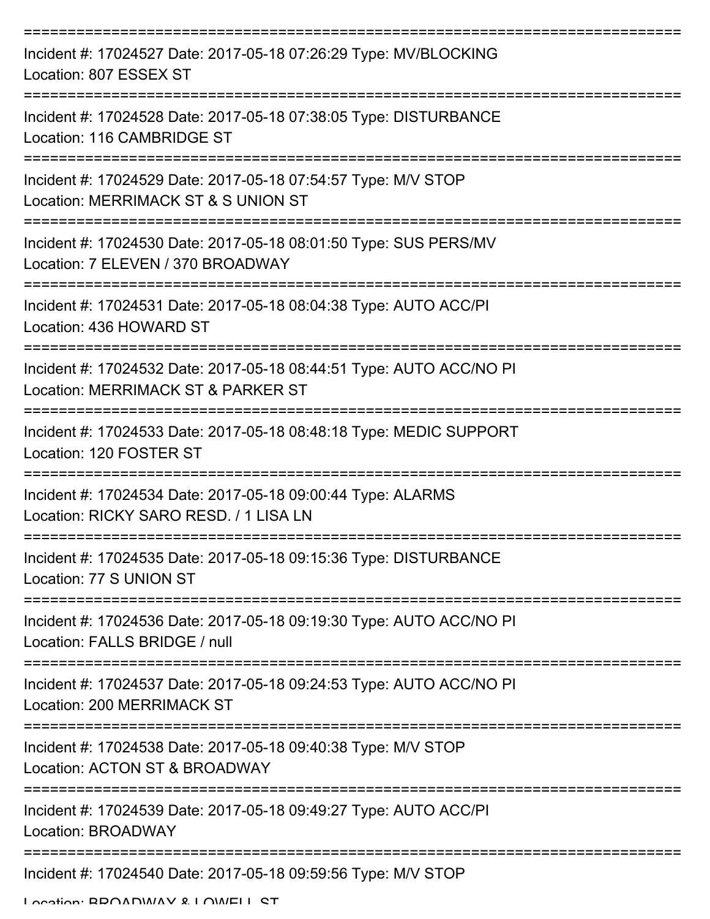===========================================================================
Incident #: 17024527 Date: 2017-05-18 07:26:29 Type: MV/BLOCKING
Location: 807 ESSEX ST
===========================================================================
Incident #: 17024528 Date: 2017-05-18 07:38:05 Type: DISTURBANCE
Location: 116 CAMBRIDGE ST
===========================================================================
Incident #: 17024529 Date: 2017-05-18 07:54:57 Type: M/V STOP
Location: MERRIMACK ST & S UNION ST
===========================================================================
Incident #: 17024530 Date: 2017-05-18 08:01:50 Type: SUS PERS/MV
Location: 7 ELEVEN / 370 BROADWAY
===========================================================================
Incident #: 17024531 Date: 2017-05-18 08:04:38 Type: AUTO ACC/PI
Location: 436 HOWARD ST
===========================================================================
Incident #: 17024532 Date: 2017-05-18 08:44:51 Type: AUTO ACC/NO PI
Location: MERRIMACK ST & PARKER ST
===========================================================================
Incident #: 17024533 Date: 2017-05-18 08:48:18 Type: MEDIC SUPPORT
Location: 120 FOSTER ST
===========================================================================
Incident #: 17024534 Date: 2017-05-18 09:00:44 Type: ALARMS
Location: RICKY SARO RESD. / 1 LISA LN
===========================================================================
Incident #: 17024535 Date: 2017-05-18 09:15:36 Type: DISTURBANCE
Location: 77 S UNION ST
===========================================================================
Incident #: 17024536 Date: 2017-05-18 09:19:30 Type: AUTO ACC/NO PI
Location: FALLS BRIDGE / null
===========================================================================
Incident #: 17024537 Date: 2017-05-18 09:24:53 Type: AUTO ACC/NO PI
Location: 200 MERRIMACK ST
===========================================================================
Incident #: 17024538 Date: 2017-05-18 09:40:38 Type: M/V STOP
Location: ACTON ST & BROADWAY
===========================================================================
Incident #: 17024539 Date: 2017-05-18 09:49:27 Type: AUTO ACC/PI
Location: BROADWAY
===========================================================================
Incident #: 17024540 Date: 2017-05-18 09:59:56 Type: M/V STOP
Location: BROADWAY & LOWELL ST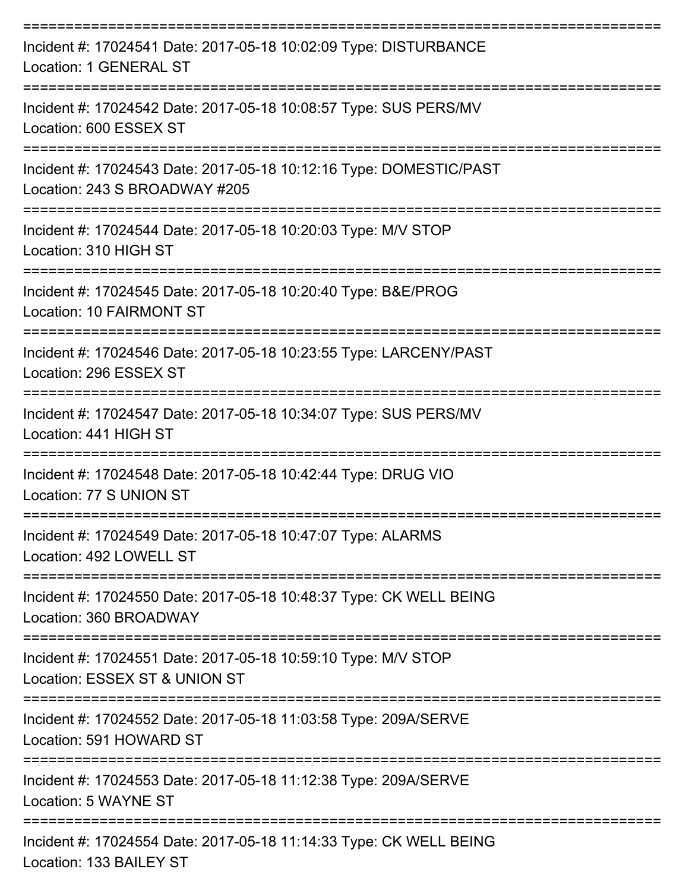===========================================================================

Incident #: 17024541 Date: 2017-05-18 10:02:09 Type: DISTURBANCE
Location: 1 GENERAL ST

===========================================================================

Incident #: 17024542 Date: 2017-05-18 10:08:57 Type: SUS PERS/MV
Location: 600 ESSEX ST

===========================================================================

Incident #: 17024543 Date: 2017-05-18 10:12:16 Type: DOMESTIC/PAST
Location: 243 S BROADWAY #205

===========================================================================

Incident #: 17024544 Date: 2017-05-18 10:20:03 Type: M/V STOP
Location: 310 HIGH ST

===========================================================================

Incident #: 17024545 Date: 2017-05-18 10:20:40 Type: B&E/PROG
Location: 10 FAIRMONT ST

===========================================================================

Incident #: 17024546 Date: 2017-05-18 10:23:55 Type: LARCENY/PAST
Location: 296 ESSEX ST

===========================================================================

Incident #: 17024547 Date: 2017-05-18 10:34:07 Type: SUS PERS/MV
Location: 441 HIGH ST

===========================================================================

Incident #: 17024548 Date: 2017-05-18 10:42:44 Type: DRUG VIO
Location: 77 S UNION ST

===========================================================================

Incident #: 17024549 Date: 2017-05-18 10:47:07 Type: ALARMS
Location: 492 LOWELL ST

===========================================================================

Incident #: 17024550 Date: 2017-05-18 10:48:37 Type: CK WELL BEING
Location: 360 BROADWAY

===========================================================================

Incident #: 17024551 Date: 2017-05-18 10:59:10 Type: M/V STOP
Location: ESSEX ST & UNION ST

===========================================================================

Incident #: 17024552 Date: 2017-05-18 11:03:58 Type: 209A/SERVE
Location: 591 HOWARD ST

===========================================================================

Incident #: 17024553 Date: 2017-05-18 11:12:38 Type: 209A/SERVE
Location: 5 WAYNE ST

===========================================================================

Incident #: 17024554 Date: 2017-05-18 11:14:33 Type: CK WELL BEING
Location: 133 BAILEY ST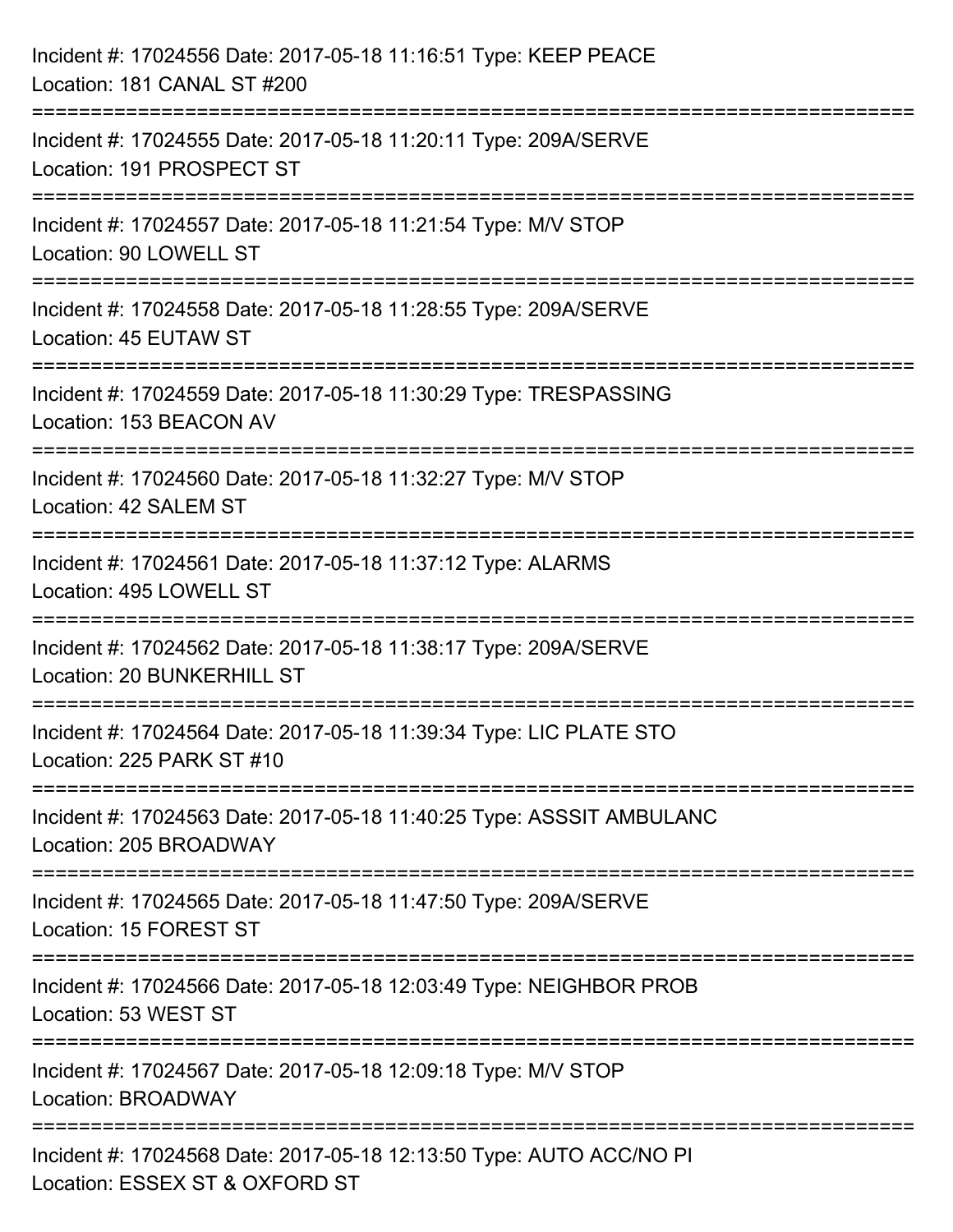Incident #: 17024556 Date: 2017-05-18 11:16:51 Type: KEEP PEACE
Location: 181 CANAL ST #200

===========================================================================

Incident #: 17024555 Date: 2017-05-18 11:20:11 Type: 209A/SERVE
Location: 191 PROSPECT ST

===========================================================================

Incident #: 17024557 Date: 2017-05-18 11:21:54 Type: M/V STOP
Location: 90 LOWELL ST

===========================================================================

Incident #: 17024558 Date: 2017-05-18 11:28:55 Type: 209A/SERVE
Location: 45 EUTAW ST

===========================================================================

Incident #: 17024559 Date: 2017-05-18 11:30:29 Type: TRESPASSING
Location: 153 BEACON AV

===========================================================================

Incident #: 17024560 Date: 2017-05-18 11:32:27 Type: M/V STOP
Location: 42 SALEM ST

===========================================================================

Incident #: 17024561 Date: 2017-05-18 11:37:12 Type: ALARMS
Location: 495 LOWELL ST

===========================================================================

Incident #: 17024562 Date: 2017-05-18 11:38:17 Type: 209A/SERVE
Location: 20 BUNKERHILL ST

===========================================================================

Incident #: 17024564 Date: 2017-05-18 11:39:34 Type: LIC PLATE STO
Location: 225 PARK ST #10

===========================================================================

Incident #: 17024563 Date: 2017-05-18 11:40:25 Type: ASSSIT AMBULANC
Location: 205 BROADWAY

===========================================================================

Incident #: 17024565 Date: 2017-05-18 11:47:50 Type: 209A/SERVE
Location: 15 FOREST ST

===========================================================================

Incident #: 17024566 Date: 2017-05-18 12:03:49 Type: NEIGHBOR PROB
Location: 53 WEST ST

===========================================================================

Incident #: 17024567 Date: 2017-05-18 12:09:18 Type: M/V STOP
Location: BROADWAY

===========================================================================

Incident #: 17024568 Date: 2017-05-18 12:13:50 Type: AUTO ACC/NO PI
Location: ESSEX ST & OXFORD ST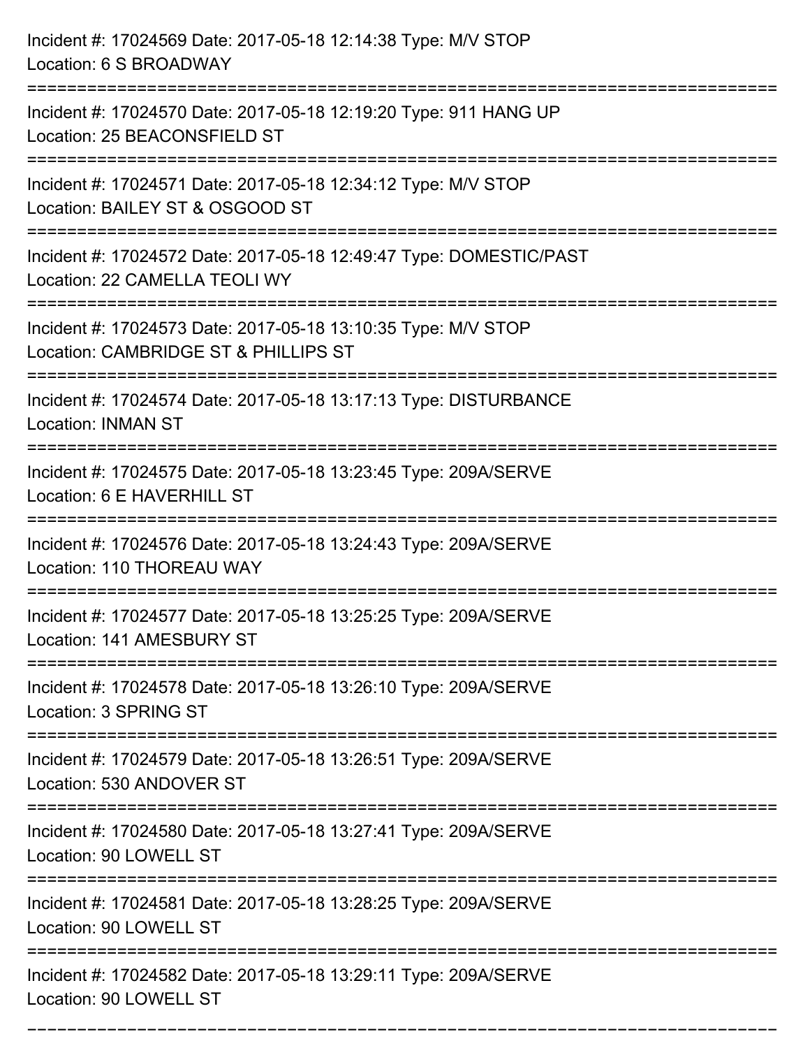Incident #: 17024569 Date: 2017-05-18 12:14:38 Type: M/V STOP
Location: 6 S BROADWAY

===========================================================================

Incident #: 17024570 Date: 2017-05-18 12:19:20 Type: 911 HANG UP
Location: 25 BEACONSFIELD ST

===========================================================================

Incident #: 17024571 Date: 2017-05-18 12:34:12 Type: M/V STOP
Location: BAILEY ST & OSGOOD ST

===========================================================================

Incident #: 17024572 Date: 2017-05-18 12:49:47 Type: DOMESTIC/PAST
Location: 22 CAMELLA TEOLI WY

===========================================================================

Incident #: 17024573 Date: 2017-05-18 13:10:35 Type: M/V STOP
Location: CAMBRIDGE ST & PHILLIPS ST

===========================================================================

Incident #: 17024574 Date: 2017-05-18 13:17:13 Type: DISTURBANCE
Location: INMAN ST

===========================================================================

Incident #: 17024575 Date: 2017-05-18 13:23:45 Type: 209A/SERVE
Location: 6 E HAVERHILL ST

===========================================================================

Incident #: 17024576 Date: 2017-05-18 13:24:43 Type: 209A/SERVE
Location: 110 THOREAU WAY

===========================================================================

Incident #: 17024577 Date: 2017-05-18 13:25:25 Type: 209A/SERVE
Location: 141 AMESBURY ST

===========================================================================

Incident #: 17024578 Date: 2017-05-18 13:26:10 Type: 209A/SERVE
Location: 3 SPRING ST

===========================================================================

Incident #: 17024579 Date: 2017-05-18 13:26:51 Type: 209A/SERVE
Location: 530 ANDOVER ST

===========================================================================

Incident #: 17024580 Date: 2017-05-18 13:27:41 Type: 209A/SERVE
Location: 90 LOWELL ST

===========================================================================

Incident #: 17024581 Date: 2017-05-18 13:28:25 Type: 209A/SERVE
Location: 90 LOWELL ST

===========================================================================

Incident #: 17024582 Date: 2017-05-18 13:29:11 Type: 209A/SERVE
Location: 90 LOWELL ST

===========================================================================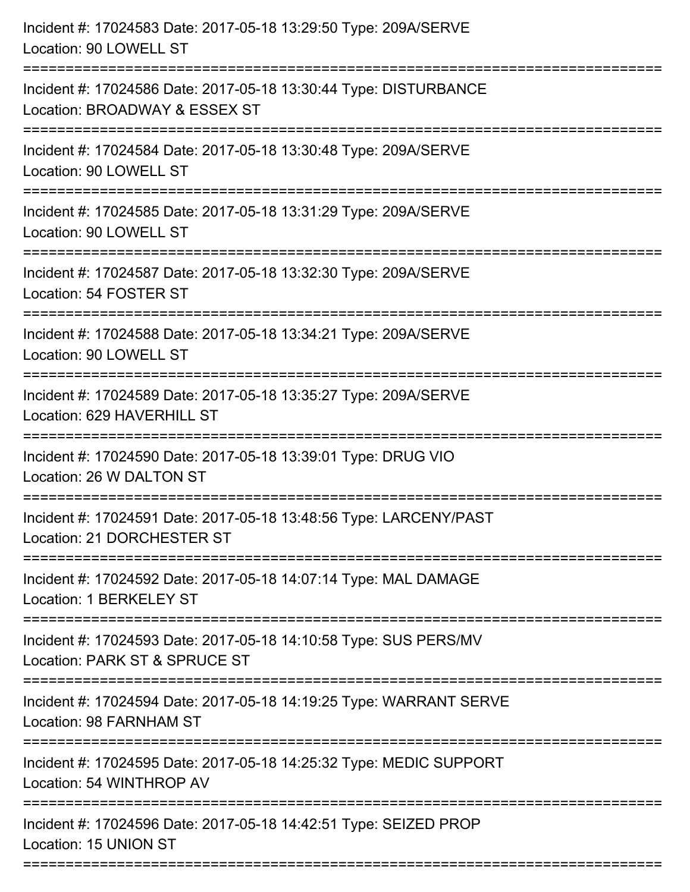Incident #: 17024583 Date: 2017-05-18 13:29:50 Type: 209A/SERVE
Location: 90 LOWELL ST

===========================================================================

Incident #: 17024586 Date: 2017-05-18 13:30:44 Type: DISTURBANCE
Location: BROADWAY & ESSEX ST

===========================================================================

Incident #: 17024584 Date: 2017-05-18 13:30:48 Type: 209A/SERVE
Location: 90 LOWELL ST

===========================================================================

Incident #: 17024585 Date: 2017-05-18 13:31:29 Type: 209A/SERVE
Location: 90 LOWELL ST

===========================================================================

Incident #: 17024587 Date: 2017-05-18 13:32:30 Type: 209A/SERVE
Location: 54 FOSTER ST

===========================================================================

Incident #: 17024588 Date: 2017-05-18 13:34:21 Type: 209A/SERVE
Location: 90 LOWELL ST

===========================================================================

Incident #: 17024589 Date: 2017-05-18 13:35:27 Type: 209A/SERVE
Location: 629 HAVERHILL ST

===========================================================================

Incident #: 17024590 Date: 2017-05-18 13:39:01 Type: DRUG VIO
Location: 26 W DALTON ST

===========================================================================

Incident #: 17024591 Date: 2017-05-18 13:48:56 Type: LARCENY/PAST
Location: 21 DORCHESTER ST

===========================================================================

Incident #: 17024592 Date: 2017-05-18 14:07:14 Type: MAL DAMAGE
Location: 1 BERKELEY ST

===========================================================================

Incident #: 17024593 Date: 2017-05-18 14:10:58 Type: SUS PERS/MV
Location: PARK ST & SPRUCE ST

===========================================================================

Incident #: 17024594 Date: 2017-05-18 14:19:25 Type: WARRANT SERVE
Location: 98 FARNHAM ST

===========================================================================

Incident #: 17024595 Date: 2017-05-18 14:25:32 Type: MEDIC SUPPORT
Location: 54 WINTHROP AV

===========================================================================

Incident #: 17024596 Date: 2017-05-18 14:42:51 Type: SEIZED PROP
Location: 15 UNION ST

===========================================================================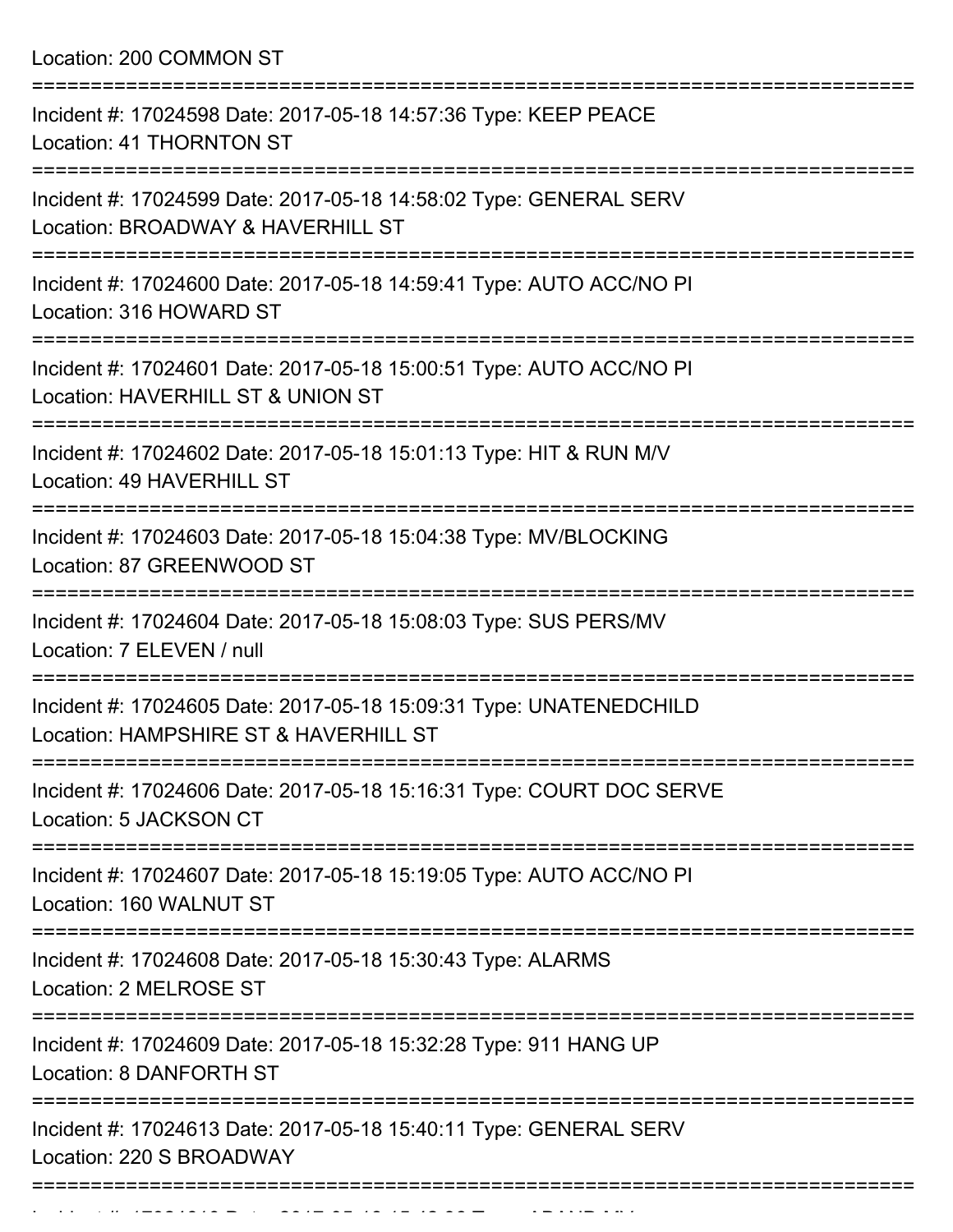Location: 200 COMMON ST

===========================================================================

Incident #: 17024598 Date: 2017-05-18 14:57:36 Type: KEEP PEACE
Location: 41 THORNTON ST

===========================================================================

Incident #: 17024599 Date: 2017-05-18 14:58:02 Type: GENERAL SERV
Location: BROADWAY & HAVERHILL ST

===========================================================================

Incident #: 17024600 Date: 2017-05-18 14:59:41 Type: AUTO ACC/NO PI
Location: 316 HOWARD ST

===========================================================================

Incident #: 17024601 Date: 2017-05-18 15:00:51 Type: AUTO ACC/NO PI
Location: HAVERHILL ST & UNION ST

===========================================================================

Incident #: 17024602 Date: 2017-05-18 15:01:13 Type: HIT & RUN M/V
Location: 49 HAVERHILL ST

===========================================================================

Incident #: 17024603 Date: 2017-05-18 15:04:38 Type: MV/BLOCKING
Location: 87 GREENWOOD ST

===========================================================================

Incident #: 17024604 Date: 2017-05-18 15:08:03 Type: SUS PERS/MV
Location: 7 ELEVEN / null

===========================================================================

Incident #: 17024605 Date: 2017-05-18 15:09:31 Type: UNATENEDCHILD
Location: HAMPSHIRE ST & HAVERHILL ST

===========================================================================

Incident #: 17024606 Date: 2017-05-18 15:16:31 Type: COURT DOC SERVE
Location: 5 JACKSON CT

===========================================================================

Incident #: 17024607 Date: 2017-05-18 15:19:05 Type: AUTO ACC/NO PI
Location: 160 WALNUT ST

===========================================================================

Incident #: 17024608 Date: 2017-05-18 15:30:43 Type: ALARMS
Location: 2 MELROSE ST

===========================================================================

Incident #: 17024609 Date: 2017-05-18 15:32:28 Type: 911 HANG UP
Location: 8 DANFORTH ST

===========================================================================

Incident #: 17024613 Date: 2017-05-18 15:40:11 Type: GENERAL SERV
Location: 220 S BROADWAY

===========================================================================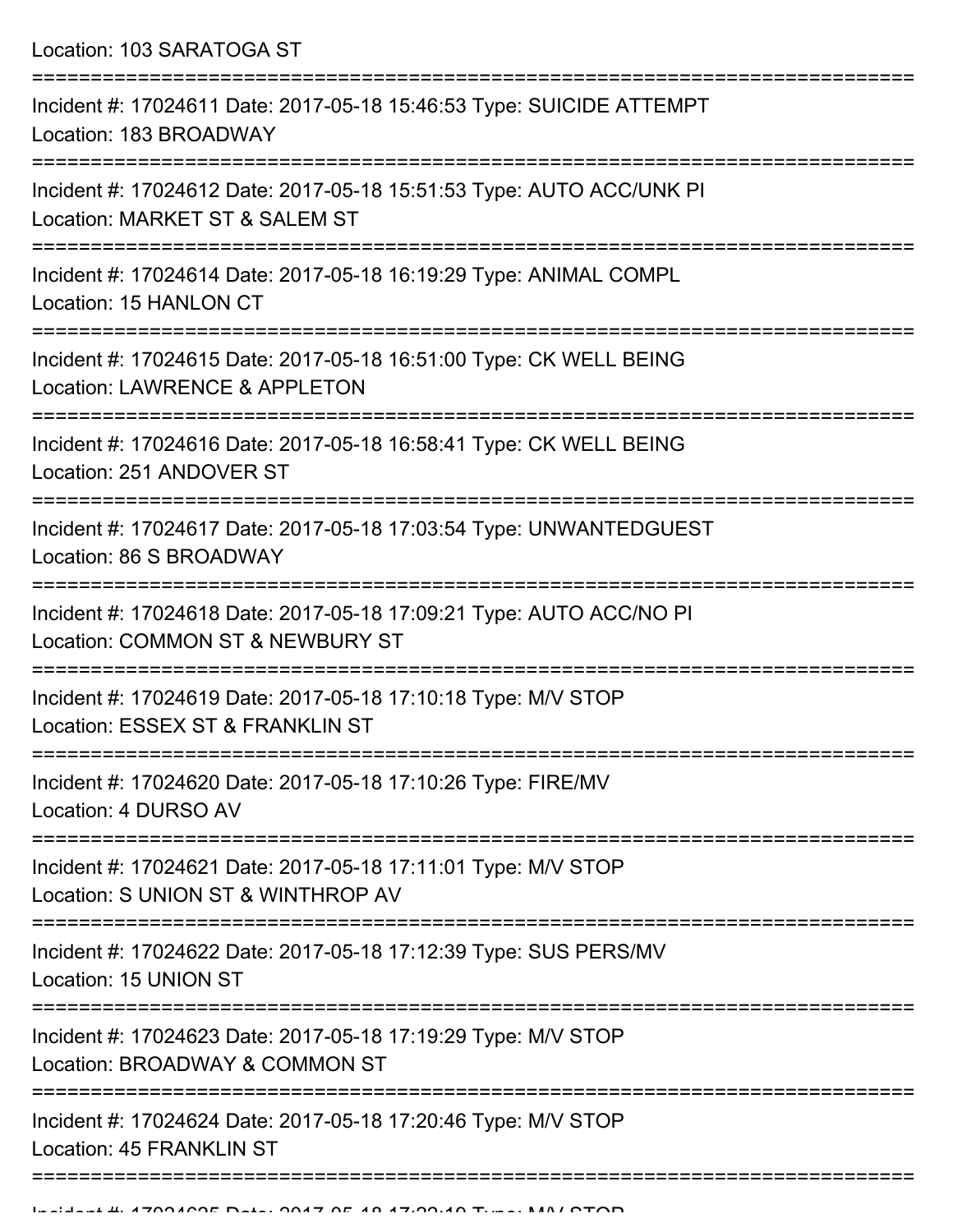Location: 103 SARATOGA ST

===========================================================================

Incident #: 17024611 Date: 2017-05-18 15:46:53 Type: SUICIDE ATTEMPT
Location: 183 BROADWAY

===========================================================================

Incident #: 17024612 Date: 2017-05-18 15:51:53 Type: AUTO ACC/UNK PI
Location: MARKET ST & SALEM ST

===========================================================================

Incident #: 17024614 Date: 2017-05-18 16:19:29 Type: ANIMAL COMPL
Location: 15 HANLON CT

===========================================================================

Incident #: 17024615 Date: 2017-05-18 16:51:00 Type: CK WELL BEING
Location: LAWRENCE & APPLETON

===========================================================================

Incident #: 17024616 Date: 2017-05-18 16:58:41 Type: CK WELL BEING
Location: 251 ANDOVER ST

===========================================================================

Incident #: 17024617 Date: 2017-05-18 17:03:54 Type: UNWANTEDGUEST
Location: 86 S BROADWAY

===========================================================================

Incident #: 17024618 Date: 2017-05-18 17:09:21 Type: AUTO ACC/NO PI
Location: COMMON ST & NEWBURY ST

===========================================================================

Incident #: 17024619 Date: 2017-05-18 17:10:18 Type: M/V STOP
Location: ESSEX ST & FRANKLIN ST

===========================================================================

Incident #: 17024620 Date: 2017-05-18 17:10:26 Type: FIRE/MV
Location: 4 DURSO AV

===========================================================================

Incident #: 17024621 Date: 2017-05-18 17:11:01 Type: M/V STOP
Location: S UNION ST & WINTHROP AV

===========================================================================

Incident #: 17024622 Date: 2017-05-18 17:12:39 Type: SUS PERS/MV
Location: 15 UNION ST

===========================================================================

Incident #: 17024623 Date: 2017-05-18 17:19:29 Type: M/V STOP
Location: BROADWAY & COMMON ST

===========================================================================

Incident #: 17024624 Date: 2017-05-18 17:20:46 Type: M/V STOP
Location: 45 FRANKLIN ST

===========================================================================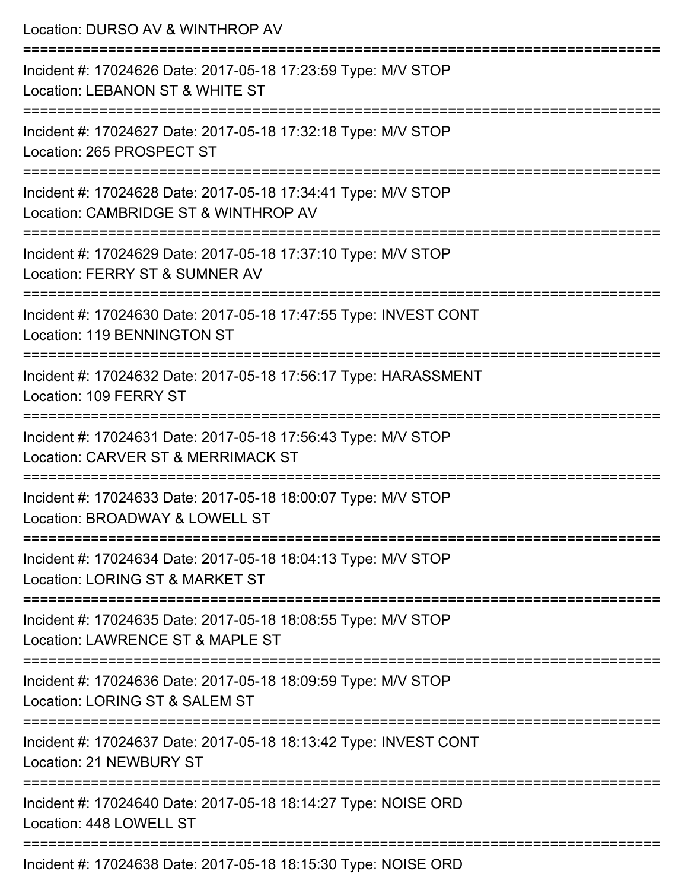Location: DURSO AV & WINTHROP AV

===========================================================================

Incident #: 17024626 Date: 2017-05-18 17:23:59 Type: M/V STOP
Location: LEBANON ST & WHITE ST

===========================================================================

Incident #: 17024627 Date: 2017-05-18 17:32:18 Type: M/V STOP
Location: 265 PROSPECT ST

===========================================================================

Incident #: 17024628 Date: 2017-05-18 17:34:41 Type: M/V STOP
Location: CAMBRIDGE ST & WINTHROP AV

===========================================================================

Incident #: 17024629 Date: 2017-05-18 17:37:10 Type: M/V STOP
Location: FERRY ST & SUMNER AV

===========================================================================

Incident #: 17024630 Date: 2017-05-18 17:47:55 Type: INVEST CONT
Location: 119 BENNINGTON ST

===========================================================================

Incident #: 17024632 Date: 2017-05-18 17:56:17 Type: HARASSMENT
Location: 109 FERRY ST

===========================================================================

Incident #: 17024631 Date: 2017-05-18 17:56:43 Type: M/V STOP
Location: CARVER ST & MERRIMACK ST

===========================================================================

Incident #: 17024633 Date: 2017-05-18 18:00:07 Type: M/V STOP
Location: BROADWAY & LOWELL ST

===========================================================================

Incident #: 17024634 Date: 2017-05-18 18:04:13 Type: M/V STOP
Location: LORING ST & MARKET ST

===========================================================================

Incident #: 17024635 Date: 2017-05-18 18:08:55 Type: M/V STOP
Location: LAWRENCE ST & MAPLE ST

===========================================================================

Incident #: 17024636 Date: 2017-05-18 18:09:59 Type: M/V STOP
Location: LORING ST & SALEM ST

===========================================================================

Incident #: 17024637 Date: 2017-05-18 18:13:42 Type: INVEST CONT
Location: 21 NEWBURY ST

===========================================================================

Incident #: 17024640 Date: 2017-05-18 18:14:27 Type: NOISE ORD
Location: 448 LOWELL ST

===========================================================================

Incident #: 17024638 Date: 2017-05-18 18:15:30 Type: NOISE ORD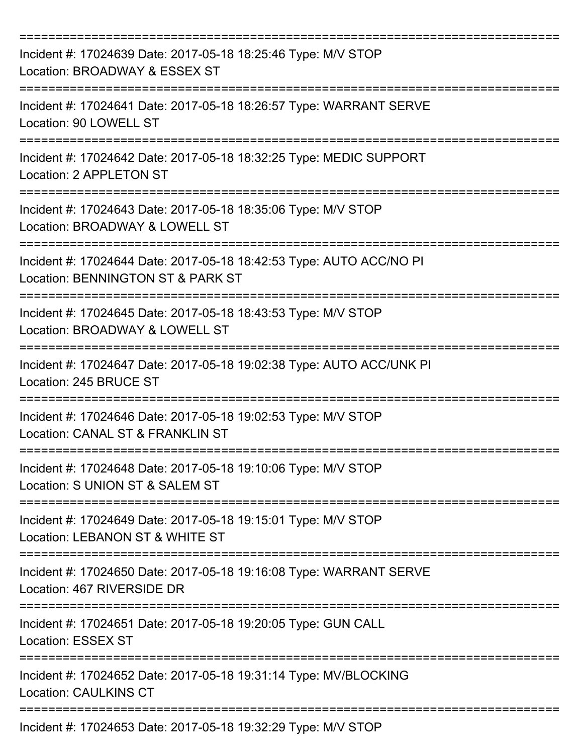===========================================================================

Incident #: 17024639 Date: 2017-05-18 18:25:46 Type: M/V STOP
Location: BROADWAY & ESSEX ST

===========================================================================

Incident #: 17024641 Date: 2017-05-18 18:26:57 Type: WARRANT SERVE
Location: 90 LOWELL ST

===========================================================================

Incident #: 17024642 Date: 2017-05-18 18:32:25 Type: MEDIC SUPPORT
Location: 2 APPLETON ST

===========================================================================

Incident #: 17024643 Date: 2017-05-18 18:35:06 Type: M/V STOP
Location: BROADWAY & LOWELL ST

===========================================================================

Incident #: 17024644 Date: 2017-05-18 18:42:53 Type: AUTO ACC/NO PI
Location: BENNINGTON ST & PARK ST

===========================================================================

Incident #: 17024645 Date: 2017-05-18 18:43:53 Type: M/V STOP
Location: BROADWAY & LOWELL ST

===========================================================================

Incident #: 17024647 Date: 2017-05-18 19:02:38 Type: AUTO ACC/UNK PI
Location: 245 BRUCE ST

===========================================================================

Incident #: 17024646 Date: 2017-05-18 19:02:53 Type: M/V STOP
Location: CANAL ST & FRANKLIN ST

===========================================================================

Incident #: 17024648 Date: 2017-05-18 19:10:06 Type: M/V STOP
Location: S UNION ST & SALEM ST

===========================================================================

Incident #: 17024649 Date: 2017-05-18 19:15:01 Type: M/V STOP
Location: LEBANON ST & WHITE ST

===========================================================================

Incident #: 17024650 Date: 2017-05-18 19:16:08 Type: WARRANT SERVE
Location: 467 RIVERSIDE DR

===========================================================================

Incident #: 17024651 Date: 2017-05-18 19:20:05 Type: GUN CALL
Location: ESSEX ST

===========================================================================

Incident #: 17024652 Date: 2017-05-18 19:31:14 Type: MV/BLOCKING
Location: CAULKINS CT

===========================================================================

Incident #: 17024653 Date: 2017-05-18 19:32:29 Type: M/V STOP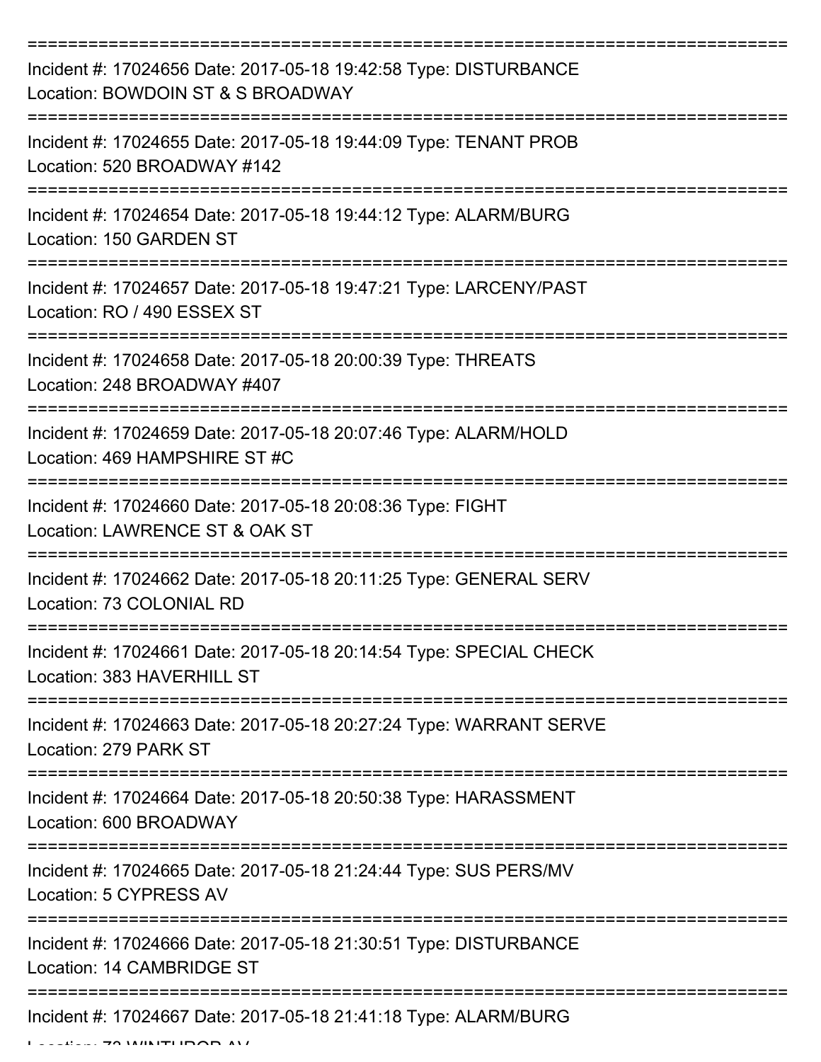===========================================================================

Incident #: 17024656 Date: 2017-05-18 19:42:58 Type: DISTURBANCE
Location: BOWDOIN ST & S BROADWAY

===========================================================================

Incident #: 17024655 Date: 2017-05-18 19:44:09 Type: TENANT PROB
Location: 520 BROADWAY #142

===========================================================================

Incident #: 17024654 Date: 2017-05-18 19:44:12 Type: ALARM/BURG
Location: 150 GARDEN ST

===========================================================================

Incident #: 17024657 Date: 2017-05-18 19:47:21 Type: LARCENY/PAST
Location: RO / 490 ESSEX ST

===========================================================================

Incident #: 17024658 Date: 2017-05-18 20:00:39 Type: THREATS
Location: 248 BROADWAY #407

===========================================================================

Incident #: 17024659 Date: 2017-05-18 20:07:46 Type: ALARM/HOLD
Location: 469 HAMPSHIRE ST #C

===========================================================================

Incident #: 17024660 Date: 2017-05-18 20:08:36 Type: FIGHT
Location: LAWRENCE ST & OAK ST

===========================================================================

Incident #: 17024662 Date: 2017-05-18 20:11:25 Type: GENERAL SERV
Location: 73 COLONIAL RD

===========================================================================

Incident #: 17024661 Date: 2017-05-18 20:14:54 Type: SPECIAL CHECK
Location: 383 HAVERHILL ST

===========================================================================

Incident #: 17024663 Date: 2017-05-18 20:27:24 Type: WARRANT SERVE
Location: 279 PARK ST

===========================================================================

Incident #: 17024664 Date: 2017-05-18 20:50:38 Type: HARASSMENT
Location: 600 BROADWAY

===========================================================================

Incident #: 17024665 Date: 2017-05-18 21:24:44 Type: SUS PERS/MV
Location: 5 CYPRESS AV

===========================================================================

Incident #: 17024666 Date: 2017-05-18 21:30:51 Type: DISTURBANCE
Location: 14 CAMBRIDGE ST

===========================================================================

Incident #: 17024667 Date: 2017-05-18 21:41:18 Type: ALARM/BURG
Location: 73 WINTHROP AV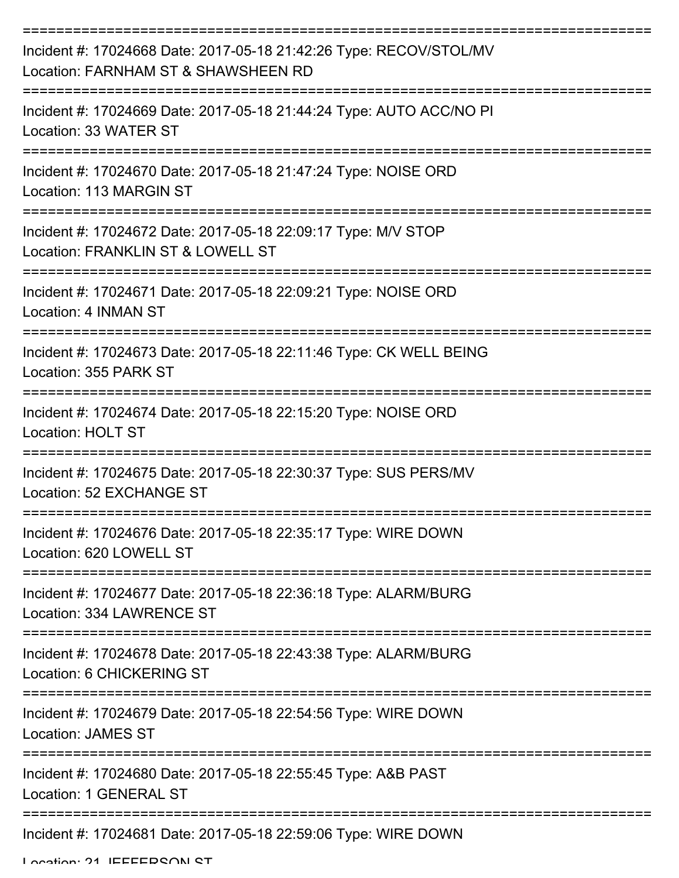===========================================================================

Incident #: 17024668 Date: 2017-05-18 21:42:26 Type: RECOV/STOL/MV

Location: FARNHAM ST & SHAWSHEEN RD

===========================================================================

Incident #: 17024669 Date: 2017-05-18 21:44:24 Type: AUTO ACC/NO PI

Location: 33 WATER ST

===========================================================================

Incident #: 17024670 Date: 2017-05-18 21:47:24 Type: NOISE ORD

Location: 113 MARGIN ST

===========================================================================

Incident #: 17024672 Date: 2017-05-18 22:09:17 Type: M/V STOP

Location: FRANKLIN ST & LOWELL ST

===========================================================================

Incident #: 17024671 Date: 2017-05-18 22:09:21 Type: NOISE ORD

Location: 4 INMAN ST

===========================================================================

Incident #: 17024673 Date: 2017-05-18 22:11:46 Type: CK WELL BEING

Location: 355 PARK ST

===========================================================================

Incident #: 17024674 Date: 2017-05-18 22:15:20 Type: NOISE ORD

Location: HOLT ST

===========================================================================

Incident #: 17024675 Date: 2017-05-18 22:30:37 Type: SUS PERS/MV

Location: 52 EXCHANGE ST

===========================================================================

Incident #: 17024676 Date: 2017-05-18 22:35:17 Type: WIRE DOWN

Location: 620 LOWELL ST

===========================================================================

Incident #: 17024677 Date: 2017-05-18 22:36:18 Type: ALARM/BURG

Location: 334 LAWRENCE ST

===========================================================================

Incident #: 17024678 Date: 2017-05-18 22:43:38 Type: ALARM/BURG

Location: 6 CHICKERING ST

===========================================================================

Incident #: 17024679 Date: 2017-05-18 22:54:56 Type: WIRE DOWN

Location: JAMES ST

===========================================================================

Incident #: 17024680 Date: 2017-05-18 22:55:45 Type: A&B PAST

Location: 1 GENERAL ST

===========================================================================

Incident #: 17024681 Date: 2017-05-18 22:59:06 Type: WIRE DOWN

Location: 21 JEFFERSON ST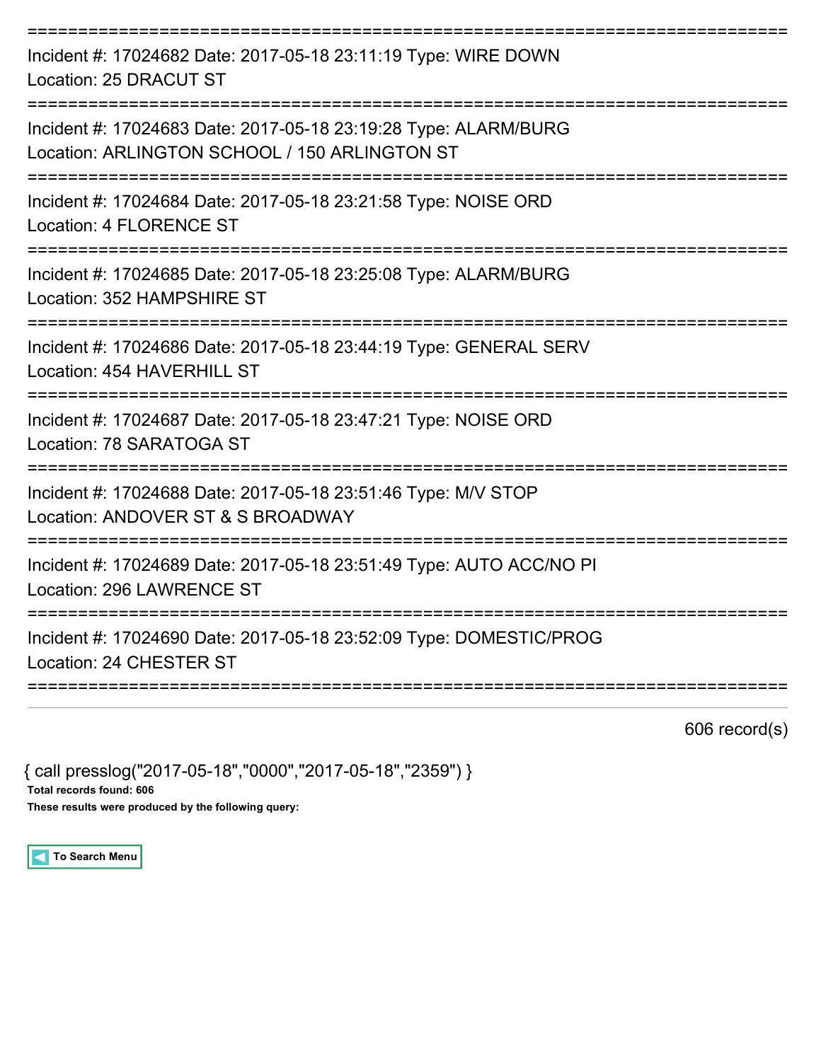===========================================================================

Incident #: 17024682 Date: 2017-05-18 23:11:19 Type: WIRE DOWN
Location: 25 DRACUT ST

===========================================================================

Incident #: 17024683 Date: 2017-05-18 23:19:28 Type: ALARM/BURG
Location: ARLINGTON SCHOOL / 150 ARLINGTON ST

===========================================================================

Incident #: 17024684 Date: 2017-05-18 23:21:58 Type: NOISE ORD
Location: 4 FLORENCE ST

===========================================================================

Incident #: 17024685 Date: 2017-05-18 23:25:08 Type: ALARM/BURG
Location: 352 HAMPSHIRE ST

===========================================================================

Incident #: 17024686 Date: 2017-05-18 23:44:19 Type: GENERAL SERV
Location: 454 HAVERHILL ST

===========================================================================

Incident #: 17024687 Date: 2017-05-18 23:47:21 Type: NOISE ORD
Location: 78 SARATOGA ST

===========================================================================

Incident #: 17024688 Date: 2017-05-18 23:51:46 Type: M/V STOP
Location: ANDOVER ST & S BROADWAY

===========================================================================

Incident #: 17024689 Date: 2017-05-18 23:51:49 Type: AUTO ACC/NO PI
Location: 296 LAWRENCE ST

===========================================================================

Incident #: 17024690 Date: 2017-05-18 23:52:09 Type: DOMESTIC/PROG
Location: 24 CHESTER ST

===========================================================================

606 record(s)

{ call presslog("2017-05-18","0000","2017-05-18","2359") }

**Total records found: 606**

**These results were produced by the following query:**

To Search Menu